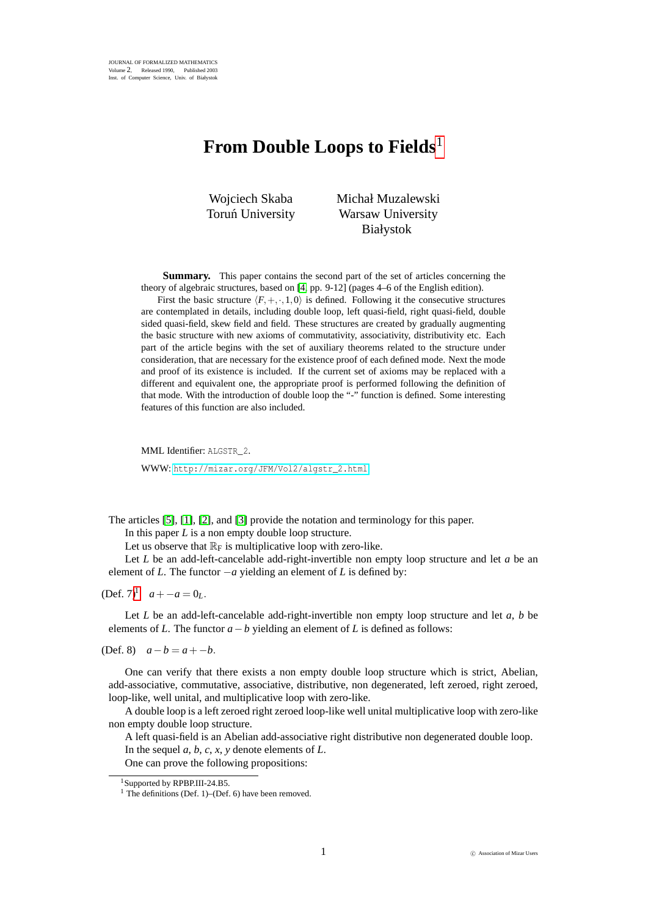JOURNAL OF FORMALIZED MATHEMATICS
Volume 2, Released 1990, Published 2003
Inst. of Computer Science, Univ. of Białystok

# From Double Loops to Fields[1]

Wojciech Skaba
Toruń University

Michał Muzalewski
Warsaw University
Białystok

**Summary.** This paper contains the second part of the set of articles concerning the theory of algebraic structures, based on [4, pp. 9-12] (pages 4–6 of the English edition).

First the basic structure $\langle F,+,\cdot,1,0\rangle$ is defined. Following it the consecutive structures are contemplated in details, including double loop, left quasi-field, right quasi-field, double sided quasi-field, skew field and field. These structures are created by gradually augmenting the basic structure with new axioms of commutativity, associativity, distributivity etc. Each part of the article begins with the set of auxiliary theorems related to the structure under consideration, that are necessary for the existence proof of each defined mode. Next the mode and proof of its existence is included. If the current set of axioms may be replaced with a different and equivalent one, the appropriate proof is performed following the definition of that mode. With the introduction of double loop the "-" function is defined. Some interesting features of this function are also included.

MML Identifier: ALGSTR_2.

WWW: http://mizar.org/JFM/Vol2/algstr_2.html

The articles [5], [1], [2], and [3] provide the notation and terminology for this paper.

In this paper $L$ is a non empty double loop structure.

Let us observe that $\mathbb{R}_{\mathrm{F}}$ is multiplicative loop with zero-like.

Let $L$ be an add-left-cancelable add-right-invertible non empty loop structure and let $a$ be an element of $L$. The functor $-a$ yielding an element of $L$ is defined by:

(Def. 7)[1] $a+-a=0_L$.

Let $L$ be an add-left-cancelable add-right-invertible non empty loop structure and let $a$, $b$ be elements of $L$. The functor $a-b$ yielding an element of $L$ is defined as follows:

(Def. 8) $a-b=a+-b$.

One can verify that there exists a non empty double loop structure which is strict, Abelian, add-associative, commutative, associative, distributive, non degenerated, left zeroed, right zeroed, loop-like, well unital, and multiplicative loop with zero-like.

A double loop is a left zeroed right zeroed loop-like well unital multiplicative loop with zero-like non empty double loop structure.

A left quasi-field is an Abelian add-associative right distributive non degenerated double loop.

In the sequel $a$, $b$, $c$, $x$, $y$ denote elements of $L$.

One can prove the following propositions:

[1] Supported by RPBP.III-24.B5.

[1] The definitions (Def. 1)–(Def. 6) have been removed.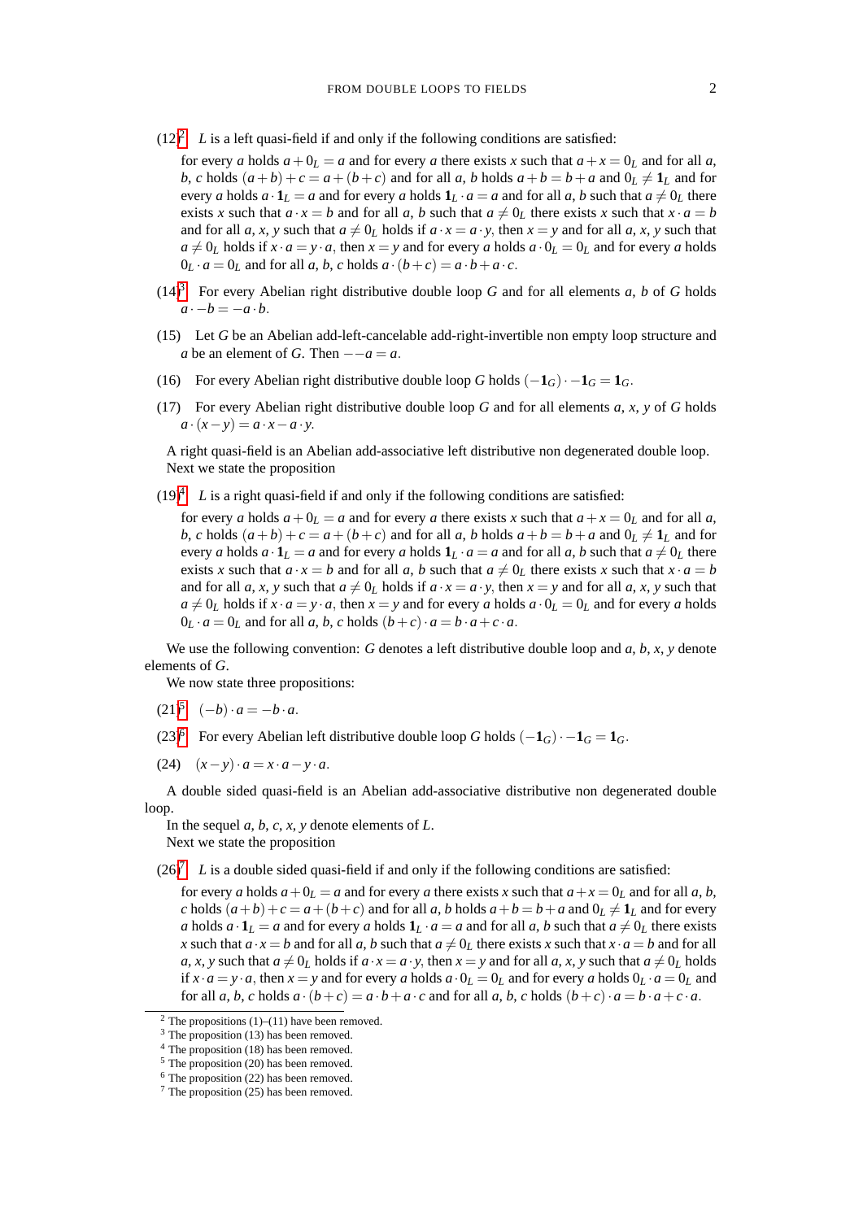(12)[2] $L$ is a left quasi-field if and only if the following conditions are satisfied:

for every $a$ holds $a + 0_L = a$ and for every $a$ there exists $x$ such that $a + x = 0_L$ and for all $a$, $b$, $c$ holds $(a+b)+c = a+(b+c)$ and for all $a$, $b$ holds $a+b = b+a$ and $0_L \neq \mathbf{1}_L$ and for every $a$ holds $a \cdot \mathbf{1}_L = a$ and for every $a$ holds $\mathbf{1}_L \cdot a = a$ and for all $a$, $b$ such that $a \neq 0_L$ there exists $x$ such that $a \cdot x = b$ and for all $a$, $b$ such that $a \neq 0_L$ there exists $x$ such that $x \cdot a = b$ and for all $a$, $x$, $y$ such that $a \neq 0_L$ holds if $a \cdot x = a \cdot y$, then $x = y$ and for all $a$, $x$, $y$ such that $a \neq 0_L$ holds if $x \cdot a = y \cdot a$, then $x = y$ and for every $a$ holds $a \cdot 0_L = 0_L$ and for every $a$ holds $0_L \cdot a = 0_L$ and for all $a$, $b$, $c$ holds $a \cdot (b+c) = a \cdot b + a \cdot c$.

(14)[3] For every Abelian right distributive double loop $G$ and for all elements $a$, $b$ of $G$ holds $a \cdot -b = -a \cdot b$.

(15) Let $G$ be an Abelian add-left-cancelable add-right-invertible non empty loop structure and $a$ be an element of $G$. Then $--a = a$.

(16) For every Abelian right distributive double loop $G$ holds $(-\mathbf{1}_G) \cdot -\mathbf{1}_G = \mathbf{1}_G$.

(17) For every Abelian right distributive double loop $G$ and for all elements $a$, $x$, $y$ of $G$ holds $a \cdot (x - y) = a \cdot x - a \cdot y$.

A right quasi-field is an Abelian add-associative left distributive non degenerated double loop.

Next we state the proposition

(19)[4] $L$ is a right quasi-field if and only if the following conditions are satisfied:

for every $a$ holds $a + 0_L = a$ and for every $a$ there exists $x$ such that $a + x = 0_L$ and for all $a$, $b$, $c$ holds $(a+b)+c = a+(b+c)$ and for all $a$, $b$ holds $a+b = b+a$ and $0_L \neq \mathbf{1}_L$ and for every $a$ holds $a \cdot \mathbf{1}_L = a$ and for every $a$ holds $\mathbf{1}_L \cdot a = a$ and for all $a$, $b$ such that $a \neq 0_L$ there exists $x$ such that $a \cdot x = b$ and for all $a$, $b$ such that $a \neq 0_L$ there exists $x$ such that $x \cdot a = b$ and for all $a$, $x$, $y$ such that $a \neq 0_L$ holds if $a \cdot x = a \cdot y$, then $x = y$ and for all $a$, $x$, $y$ such that $a \neq 0_L$ holds if $x \cdot a = y \cdot a$, then $x = y$ and for every $a$ holds $a \cdot 0_L = 0_L$ and for every $a$ holds $0_L \cdot a = 0_L$ and for all $a$, $b$, $c$ holds $(b+c) \cdot a = b \cdot a + c \cdot a$.

We use the following convention: $G$ denotes a left distributive double loop and $a$, $b$, $x$, $y$ denote elements of $G$.

We now state three propositions:

(21)[5] $(-b) \cdot a = -b \cdot a$.

(23)[6] For every Abelian left distributive double loop $G$ holds $(-\mathbf{1}_G) \cdot -\mathbf{1}_G = \mathbf{1}_G$.

(24) $(x - y) \cdot a = x \cdot a - y \cdot a$.

A double sided quasi-field is an Abelian add-associative distributive non degenerated double loop.

In the sequel $a$, $b$, $c$, $x$, $y$ denote elements of $L$.

Next we state the proposition

(26)[7] $L$ is a double sided quasi-field if and only if the following conditions are satisfied:

for every $a$ holds $a + 0_L = a$ and for every $a$ there exists $x$ such that $a + x = 0_L$ and for all $a$, $b$, $c$ holds $(a+b)+c = a+(b+c)$ and for all $a$, $b$ holds $a+b = b+a$ and $0_L \neq \mathbf{1}_L$ and for every $a$ holds $a \cdot \mathbf{1}_L = a$ and for every $a$ holds $\mathbf{1}_L \cdot a = a$ and for all $a$, $b$ such that $a \neq 0_L$ there exists $x$ such that $a \cdot x = b$ and for all $a$, $b$ such that $a \neq 0_L$ there exists $x$ such that $x \cdot a = b$ and for all $a$, $x$, $y$ such that $a \neq 0_L$ holds if $a \cdot x = a \cdot y$, then $x = y$ and for all $a$, $x$, $y$ such that $a \neq 0_L$ holds if $x \cdot a = y \cdot a$, then $x = y$ and for every $a$ holds $a \cdot 0_L = 0_L$ and for every $a$ holds $0_L \cdot a = 0_L$ and for all $a$, $b$, $c$ holds $a \cdot (b+c) = a \cdot b + a \cdot c$ and for all $a$, $b$, $c$ holds $(b+c) \cdot a = b \cdot a + c \cdot a$.

---

[2] The propositions (1)–(11) have been removed.

[3] The proposition (13) has been removed.

[4] The proposition (18) has been removed.

[5] The proposition (20) has been removed.

[6] The proposition (22) has been removed.

[7] The proposition (25) has been removed.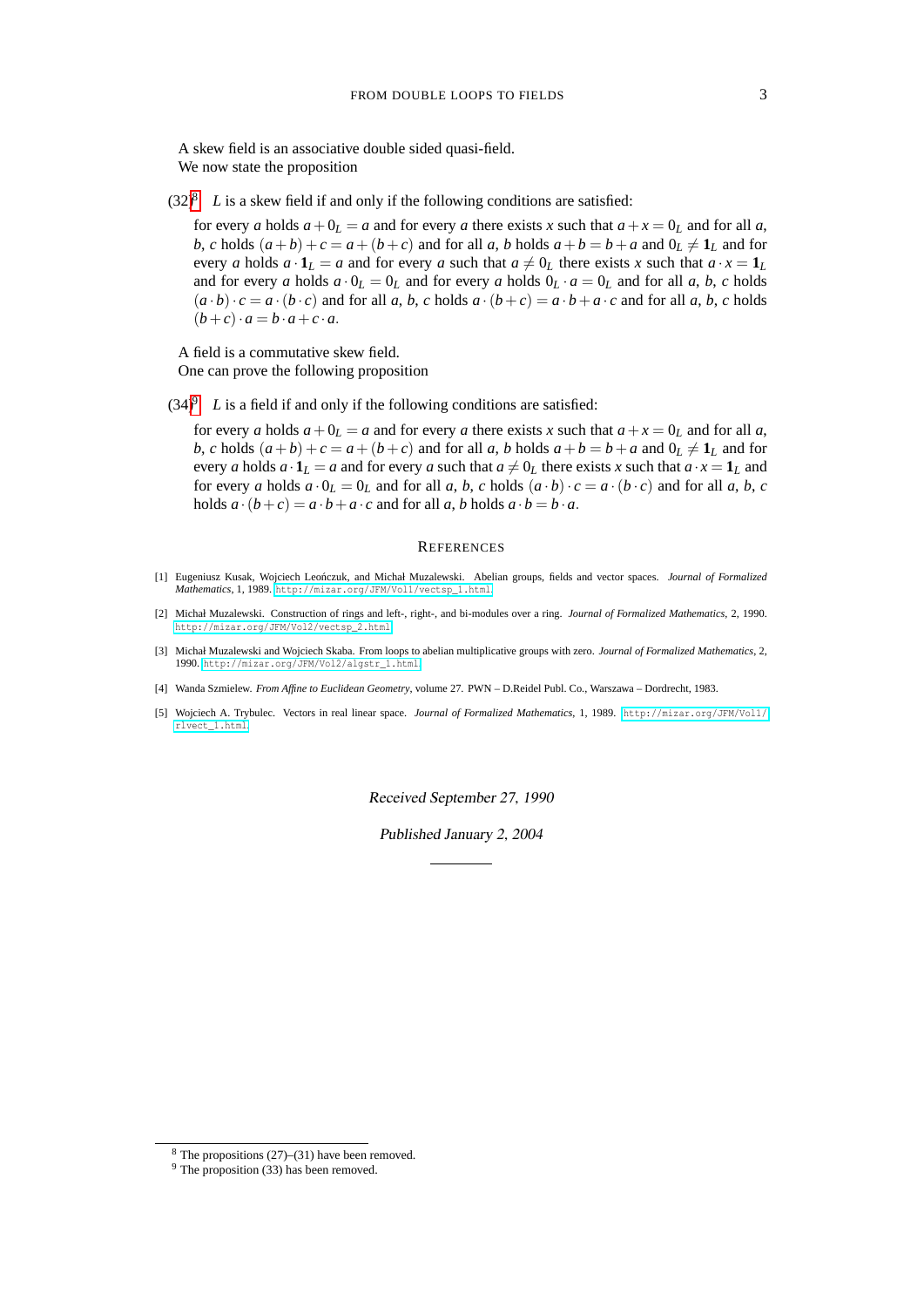A skew field is an associative double sided quasi-field.

We now state the proposition

(32)[8] $L$ is a skew field if and only if the following conditions are satisfied:

for every $a$ holds $a + 0_L = a$ and for every $a$ there exists $x$ such that $a + x = 0_L$ and for all $a$, $b$, $c$ holds $(a+b)+c = a+(b+c)$ and for all $a$, $b$ holds $a+b = b+a$ and $0_L \neq \mathbf{1}_L$ and for every $a$ holds $a \cdot \mathbf{1}_L = a$ and for every $a$ such that $a \neq 0_L$ there exists $x$ such that $a \cdot x = \mathbf{1}_L$ and for every $a$ holds $a \cdot 0_L = 0_L$ and for every $a$ holds $0_L \cdot a = 0_L$ and for all $a$, $b$, $c$ holds $(a \cdot b) \cdot c = a \cdot (b \cdot c)$ and for all $a$, $b$, $c$ holds $a \cdot (b + c) = a \cdot b + a \cdot c$ and for all $a$, $b$, $c$ holds $(b+c) \cdot a = b \cdot a + c \cdot a$.

A field is a commutative skew field.

One can prove the following proposition

(34)[9] $L$ is a field if and only if the following conditions are satisfied:

for every $a$ holds $a + 0_L = a$ and for every $a$ there exists $x$ such that $a + x = 0_L$ and for all $a$, $b$, $c$ holds $(a+b)+c = a+(b+c)$ and for all $a$, $b$ holds $a+b = b+a$ and $0_L \neq \mathbf{1}_L$ and for every $a$ holds $a \cdot \mathbf{1}_L = a$ and for every $a$ such that $a \neq 0_L$ there exists $x$ such that $a \cdot x = \mathbf{1}_L$ and for every $a$ holds $a \cdot 0_L = 0_L$ and for all $a$, $b$, $c$ holds $(a \cdot b) \cdot c = a \cdot (b \cdot c)$ and for all $a$, $b$, $c$ holds $a \cdot (b + c) = a \cdot b + a \cdot c$ and for all $a$, $b$ holds $a \cdot b = b \cdot a$.

## References

[1] Eugeniusz Kusak, Wojciech Leończuk, and Michał Muzalewski. Abelian groups, fields and vector spaces. *Journal of Formalized Mathematics*, 1, 1989. http://mizar.org/JFM/Vol1/vectsp_1.html.

[2] Michał Muzalewski. Construction of rings and left-, right-, and bi-modules over a ring. *Journal of Formalized Mathematics*, 2, 1990. http://mizar.org/JFM/Vol2/vectsp_2.html.

[3] Michał Muzalewski and Wojciech Skaba. From loops to abelian multiplicative groups with zero. *Journal of Formalized Mathematics*, 2, 1990. http://mizar.org/JFM/Vol2/algstr_1.html.

[4] Wanda Szmielew. *From Affine to Euclidean Geometry*, volume 27. PWN – D.Reidel Publ. Co., Warszawa – Dordrecht, 1983.

[5] Wojciech A. Trybulec. Vectors in real linear space. *Journal of Formalized Mathematics*, 1, 1989. http://mizar.org/JFM/Vol1/rlvect_1.html.

*Received September 27, 1990*

*Published January 2, 2004*

---

[8] The propositions (27)–(31) have been removed.

[9] The proposition (33) has been removed.